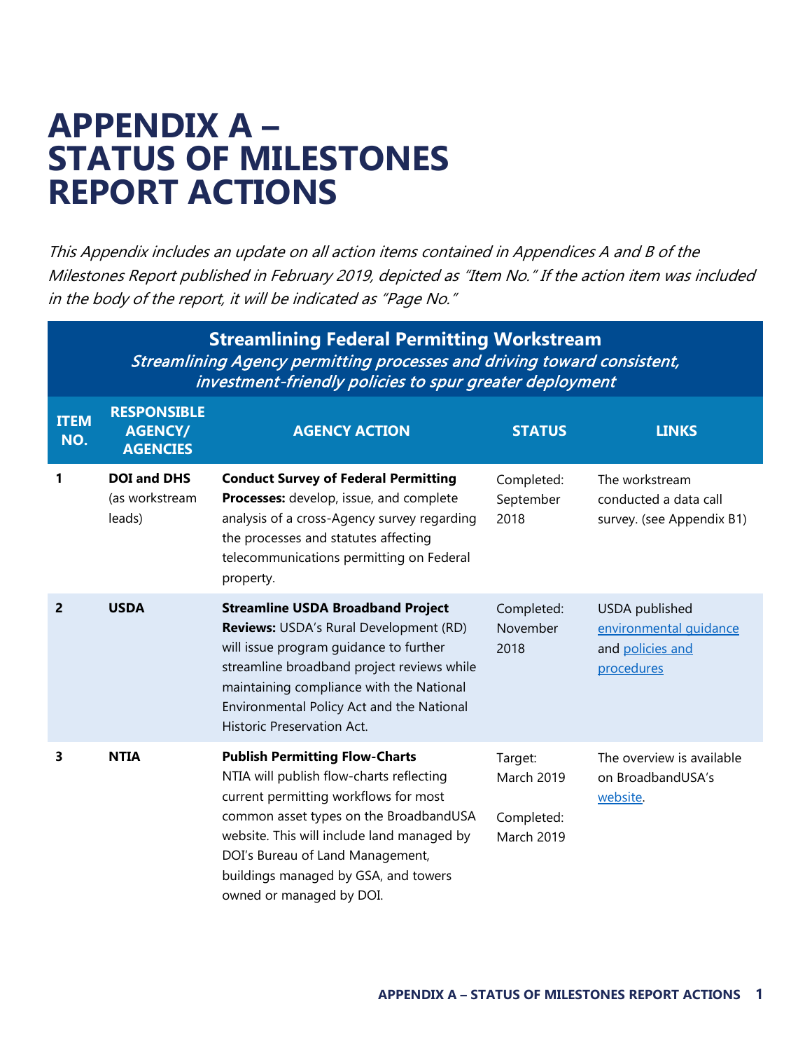# APPENDIX A – STATUS OF MILESTONES REPORT ACTIONS

*This Appendix includes an update on all action items contained in Appendices A and B of the Milestones Report published in February 2019, depicted as "Item No." If the action item was included in the body of the report, it will be indicated as "Page No."*

## Streamlining Federal Permitting Workstream

*Streamlining Agency permitting processes and driving toward consistent, investment-friendly policies to spur greater deployment*

| ITEM NO. | RESPONSIBLE AGENCY/ AGENCIES | AGENCY ACTION | STATUS | LINKS |
|---|---|---|---|---|
| **1** | **DOI and DHS** (as workstream leads) | **Conduct Survey of Federal Permitting Processes:** develop, issue, and complete analysis of a cross-Agency survey regarding the processes and statutes affecting telecommunications permitting on Federal property. | Completed: September 2018 | The workstream conducted a data call survey. (see Appendix B1) |
| **2** | **USDA** | **Streamline USDA Broadband Project Reviews:** USDA's Rural Development (RD) will issue program guidance to further streamline broadband project reviews while maintaining compliance with the National Environmental Policy Act and the National Historic Preservation Act. | Completed: November 2018 | USDA published environmental guidance and policies and procedures |
| **3** | **NTIA** | **Publish Permitting Flow-Charts** NTIA will publish flow-charts reflecting current permitting workflows for most common asset types on the BroadbandUSA website. This will include land managed by DOI's Bureau of Land Management, buildings managed by GSA, and towers owned or managed by DOI. | Target: March 2019<br><br>Completed: March 2019 | The overview is available on BroadbandUSA's website. |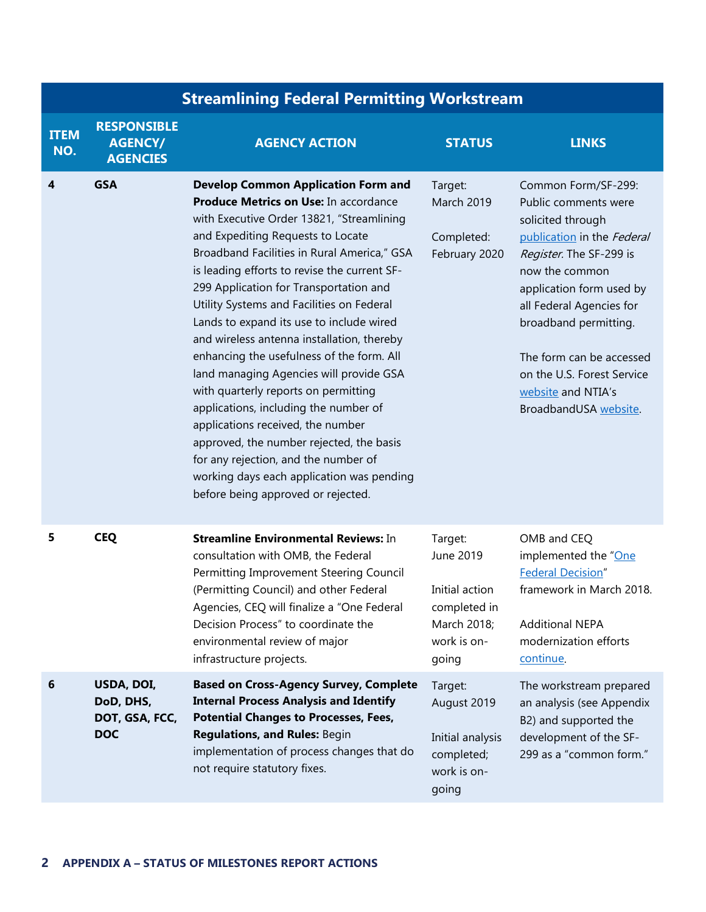## Streamlining Federal Permitting Workstream

| ITEM NO. | RESPONSIBLE AGENCY/ AGENCIES | AGENCY ACTION | STATUS | LINKS |
|---|---|---|---|---|
| 4 | **GSA** | **Develop Common Application Form and Produce Metrics on Use:** In accordance with Executive Order 13821, "Streamlining and Expediting Requests to Locate Broadband Facilities in Rural America," GSA is leading efforts to revise the current SF-299 Application for Transportation and Utility Systems and Facilities on Federal Lands to expand its use to include wired and wireless antenna installation, thereby enhancing the usefulness of the form. All land managing Agencies will provide GSA with quarterly reports on permitting applications, including the number of applications received, the number approved, the number rejected, the basis for any rejection, and the number of working days each application was pending before being approved or rejected. | Target: March 2019<br><br>Completed: February 2020 | Common Form/SF-299: Public comments were solicited through publication in the *Federal Register*. The SF-299 is now the common application form used by all Federal Agencies for broadband permitting.<br><br>The form can be accessed on the U.S. Forest Service website and NTIA's BroadbandUSA website. |
| 5 | **CEQ** | **Streamline Environmental Reviews:** In consultation with OMB, the Federal Permitting Improvement Steering Council (Permitting Council) and other Federal Agencies, CEQ will finalize a "One Federal Decision Process" to coordinate the environmental review of major infrastructure projects. | Target: June 2019<br><br>Initial action completed in March 2018; work is on-going | OMB and CEQ implemented the "One Federal Decision" framework in March 2018.<br><br>Additional NEPA modernization efforts continue. |
| 6 | **USDA, DOI, DoD, DHS, DOT, GSA, FCC, DOC** | **Based on Cross-Agency Survey, Complete Internal Process Analysis and Identify Potential Changes to Processes, Fees, Regulations, and Rules:** Begin implementation of process changes that do not require statutory fixes. | Target: August 2019<br><br>Initial analysis completed; work is on-going | The workstream prepared an analysis (see Appendix B2) and supported the development of the SF-299 as a "common form." |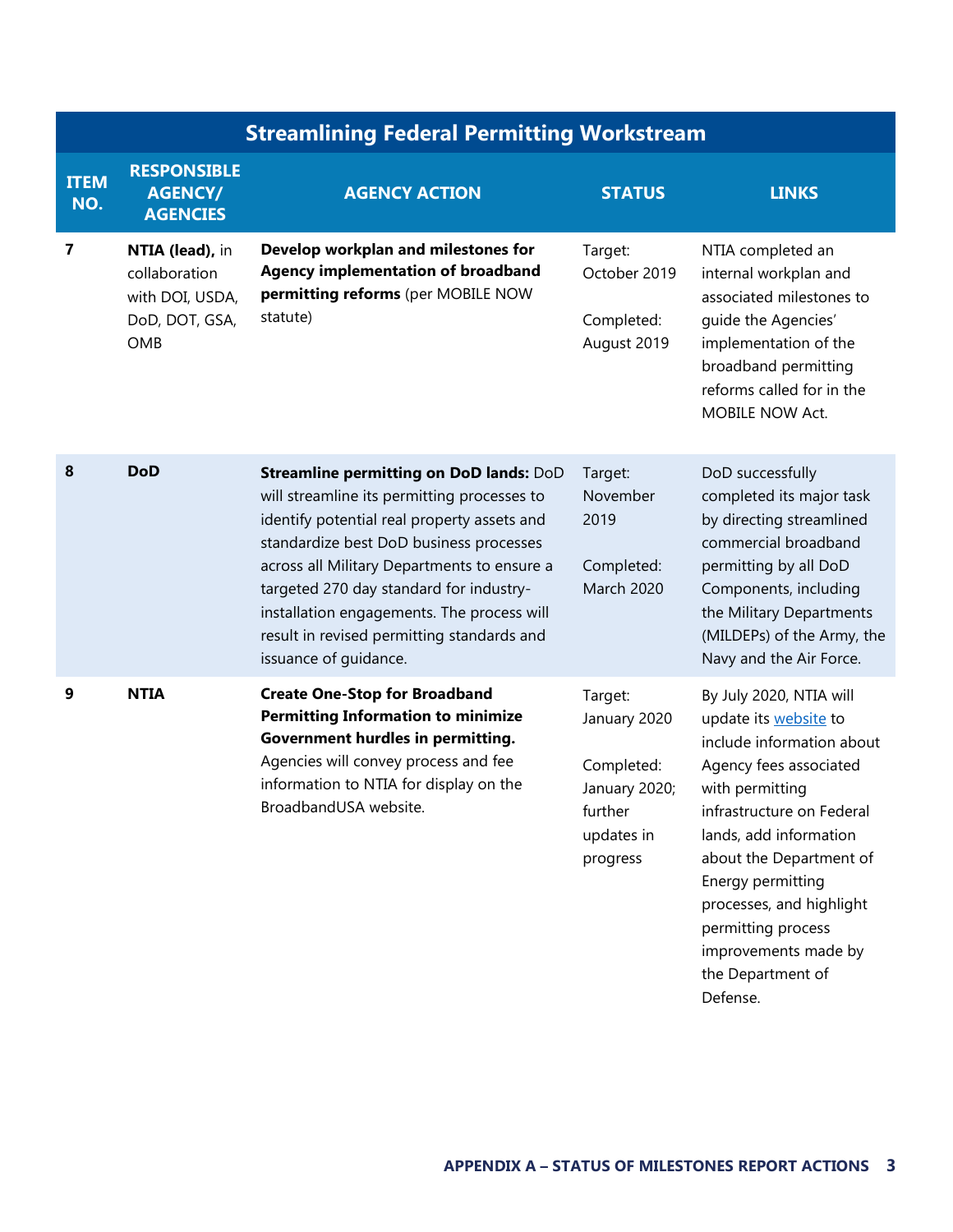| Streamlining Federal Permitting Workstream | | | | |
|---|---|---|---|---|
| **ITEM NO.** | **RESPONSIBLE AGENCY/ AGENCIES** | **AGENCY ACTION** | **STATUS** | **LINKS** |
| **7** | **NTIA (lead),** in collaboration with DOI, USDA, DoD, DOT, GSA, OMB | **Develop workplan and milestones for Agency implementation of broadband permitting reforms** (per MOBILE NOW statute) | Target: October 2019<br><br>Completed: August 2019 | NTIA completed an internal workplan and associated milestones to guide the Agencies' implementation of the broadband permitting reforms called for in the MOBILE NOW Act. |
| **8** | **DoD** | **Streamline permitting on DoD lands:** DoD will streamline its permitting processes to identify potential real property assets and standardize best DoD business processes across all Military Departments to ensure a targeted 270 day standard for industry-installation engagements. The process will result in revised permitting standards and issuance of guidance. | Target: November 2019<br><br>Completed: March 2020 | DoD successfully completed its major task by directing streamlined commercial broadband permitting by all DoD Components, including the Military Departments (MILDEPs) of the Army, the Navy and the Air Force. |
| **9** | **NTIA** | **Create One-Stop for Broadband Permitting Information to minimize Government hurdles in permitting.** Agencies will convey process and fee information to NTIA for display on the BroadbandUSA website. | Target: January 2020<br><br>Completed: January 2020; further updates in progress | By July 2020, NTIA will update its website to include information about Agency fees associated with permitting infrastructure on Federal lands, add information about the Department of Energy permitting processes, and highlight permitting process improvements made by the Department of Defense. |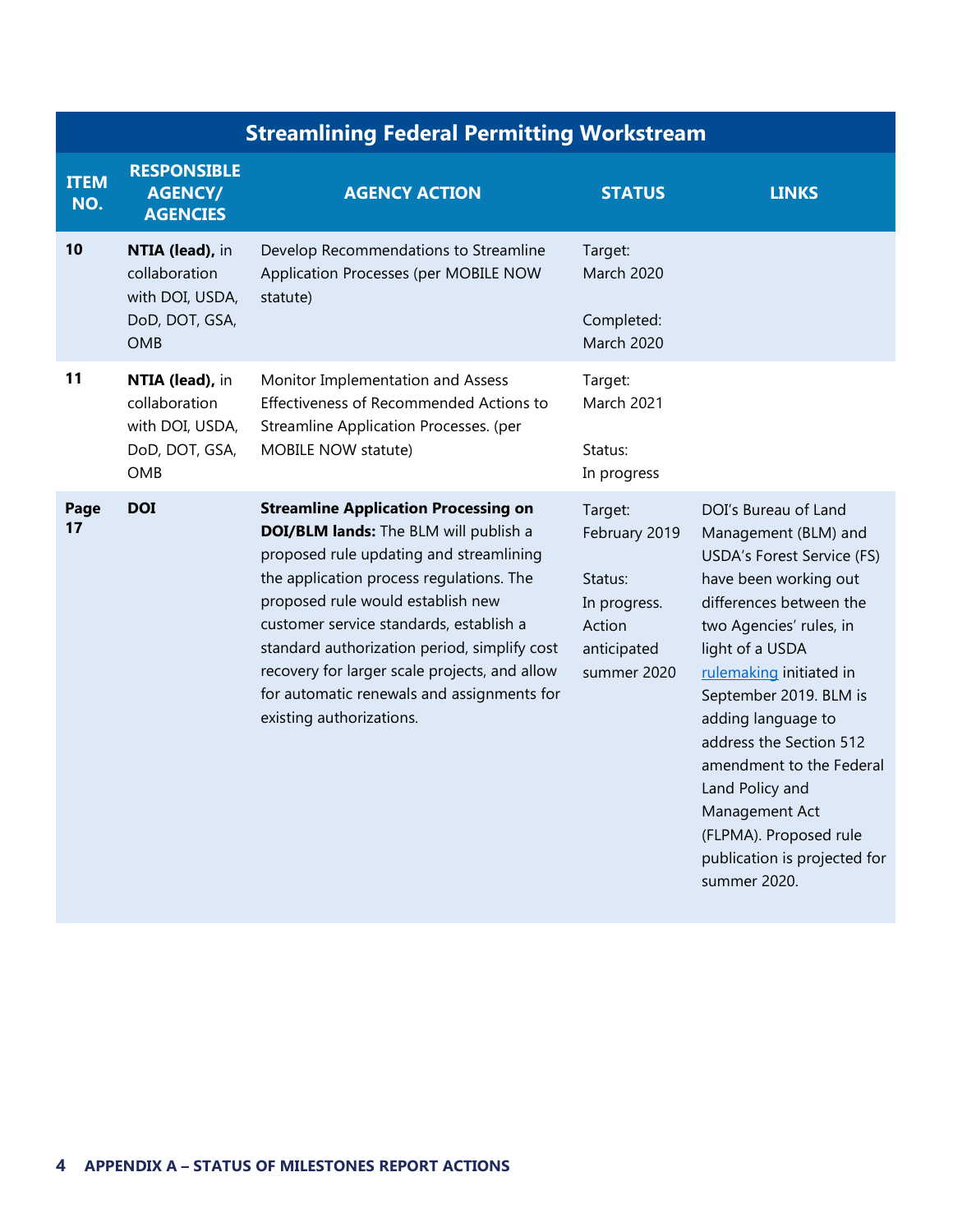| Streamlining Federal Permitting Workstream | | | | |
|---|---|---|---|---|
| **ITEM NO.** | **RESPONSIBLE AGENCY/ AGENCIES** | **AGENCY ACTION** | **STATUS** | **LINKS** |
| **10** | **NTIA (lead),** in collaboration with DOI, USDA, DoD, DOT, GSA, OMB | Develop Recommendations to Streamline Application Processes (per MOBILE NOW statute) | Target: March 2020<br><br>Completed: March 2020 | |
| **11** | **NTIA (lead),** in collaboration with DOI, USDA, DoD, DOT, GSA, OMB | Monitor Implementation and Assess Effectiveness of Recommended Actions to Streamline Application Processes. (per MOBILE NOW statute) | Target: March 2021<br><br>Status: In progress | |
| **Page 17** | **DOI** | **Streamline Application Processing on DOI/BLM lands:** The BLM will publish a proposed rule updating and streamlining the application process regulations. The proposed rule would establish new customer service standards, establish a standard authorization period, simplify cost recovery for larger scale projects, and allow for automatic renewals and assignments for existing authorizations. | Target: February 2019<br><br>Status: In progress. Action anticipated summer 2020 | DOI's Bureau of Land Management (BLM) and USDA's Forest Service (FS) have been working out differences between the two Agencies' rules, in light of a USDA rulemaking initiated in September 2019. BLM is adding language to address the Section 512 amendment to the Federal Land Policy and Management Act (FLPMA). Proposed rule publication is projected for summer 2020. |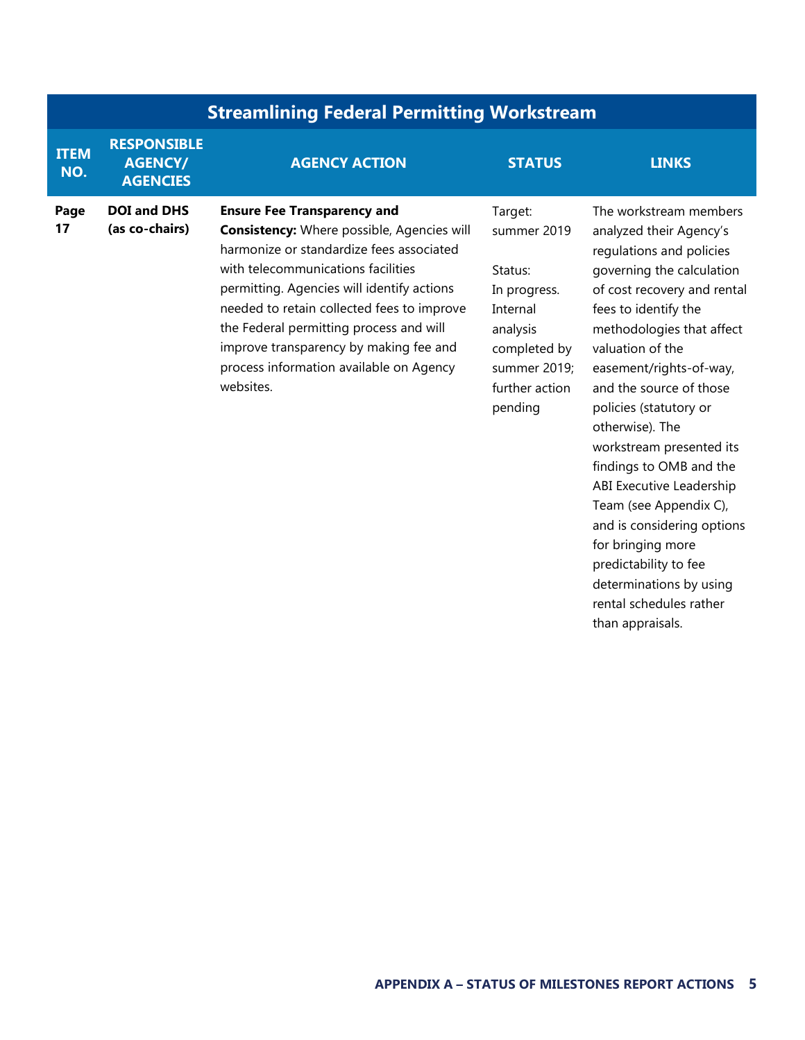| Streamlining Federal Permitting Workstream | | | | |
|---|---|---|---|---|
| **ITEM NO.** | **RESPONSIBLE AGENCY/ AGENCIES** | **AGENCY ACTION** | **STATUS** | **LINKS** |
| **Page 17** | **DOI and DHS (as co-chairs)** | **Ensure Fee Transparency and Consistency:** Where possible, Agencies will harmonize or standardize fees associated with telecommunications facilities permitting. Agencies will identify actions needed to retain collected fees to improve the Federal permitting process and will improve transparency by making fee and process information available on Agency websites. | Target: summer 2019<br><br>Status: In progress. Internal analysis completed by summer 2019; further action pending | The workstream members analyzed their Agency's regulations and policies governing the calculation of cost recovery and rental fees to identify the methodologies that affect valuation of the easement/rights-of-way, and the source of those policies (statutory or otherwise). The workstream presented its findings to OMB and the ABI Executive Leadership Team (see Appendix C), and is considering options for bringing more predictability to fee determinations by using rental schedules rather than appraisals. |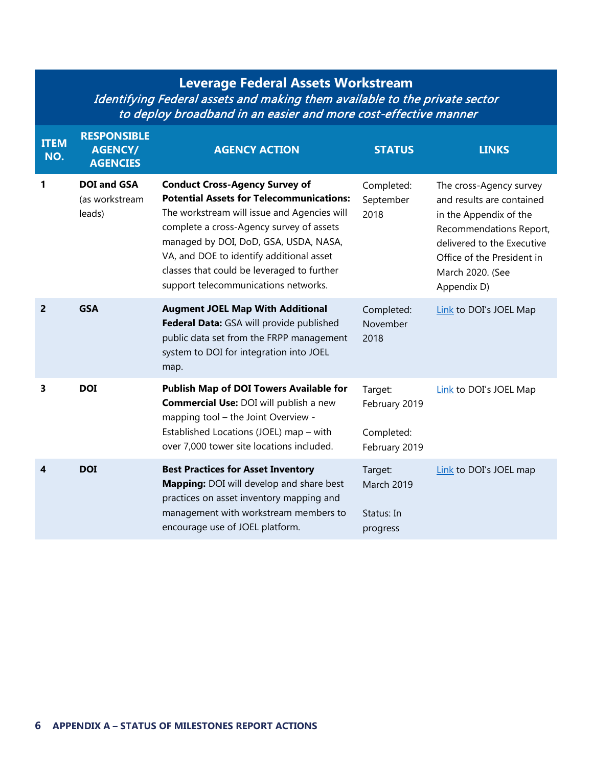## Leverage Federal Assets Workstream

*Identifying Federal assets and making them available to the private sector to deploy broadband in an easier and more cost-effective manner*

| ITEM NO. | RESPONSIBLE AGENCY/ AGENCIES | AGENCY ACTION | STATUS | LINKS |
|---|---|---|---|---|
| 1 | **DOI and GSA** (as workstream leads) | **Conduct Cross-Agency Survey of Potential Assets for Telecommunications:** The workstream will issue and Agencies will complete a cross-Agency survey of assets managed by DOI, DoD, GSA, USDA, NASA, VA, and DOE to identify additional asset classes that could be leveraged to further support telecommunications networks. | Completed: September 2018 | The cross-Agency survey and results are contained in the Appendix of the Recommendations Report, delivered to the Executive Office of the President in March 2020. (See Appendix D) |
| 2 | **GSA** | **Augment JOEL Map With Additional Federal Data:** GSA will provide published public data set from the FRPP management system to DOI for integration into JOEL map. | Completed: November 2018 | Link to DOI's JOEL Map |
| 3 | **DOI** | **Publish Map of DOI Towers Available for Commercial Use:** DOI will publish a new mapping tool – the Joint Overview - Established Locations (JOEL) map – with over 7,000 tower site locations included. | Target: February 2019<br><br>Completed: February 2019 | Link to DOI's JOEL Map |
| 4 | **DOI** | **Best Practices for Asset Inventory Mapping:** DOI will develop and share best practices on asset inventory mapping and management with workstream members to encourage use of JOEL platform. | Target: March 2019<br><br>Status: In progress | Link to DOI's JOEL map |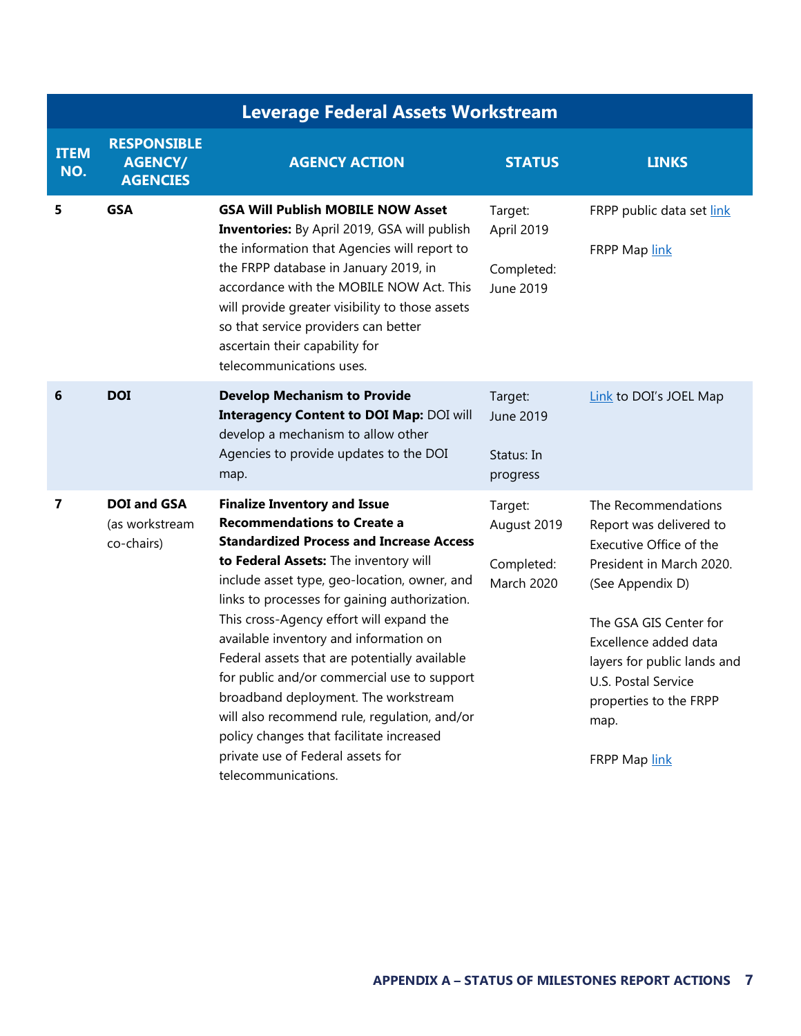| Leverage Federal Assets Workstream | | | | |
|---|---|---|---|---|
| **ITEM NO.** | **RESPONSIBLE AGENCY/ AGENCIES** | **AGENCY ACTION** | **STATUS** | **LINKS** |
| **5** | **GSA** | **GSA Will Publish MOBILE NOW Asset Inventories:** By April 2019, GSA will publish the information that Agencies will report to the FRPP database in January 2019, in accordance with the MOBILE NOW Act. This will provide greater visibility to those assets so that service providers can better ascertain their capability for telecommunications uses. | Target: April 2019<br><br>Completed: June 2019 | FRPP public data set link<br><br>FRPP Map link |
| **6** | **DOI** | **Develop Mechanism to Provide Interagency Content to DOI Map:** DOI will develop a mechanism to allow other Agencies to provide updates to the DOI map. | Target: June 2019<br><br>Status: In progress | Link to DOI's JOEL Map |
| **7** | **DOI and GSA** (as workstream co-chairs) | **Finalize Inventory and Issue Recommendations to Create a Standardized Process and Increase Access to Federal Assets:** The inventory will include asset type, geo-location, owner, and links to processes for gaining authorization. This cross-Agency effort will expand the available inventory and information on Federal assets that are potentially available for public and/or commercial use to support broadband deployment. The workstream will also recommend rule, regulation, and/or policy changes that facilitate increased private use of Federal assets for telecommunications. | Target: August 2019<br><br>Completed: March 2020 | The Recommendations Report was delivered to Executive Office of the President in March 2020. (See Appendix D)<br><br>The GSA GIS Center for Excellence added data layers for public lands and U.S. Postal Service properties to the FRPP map.<br><br>FRPP Map link |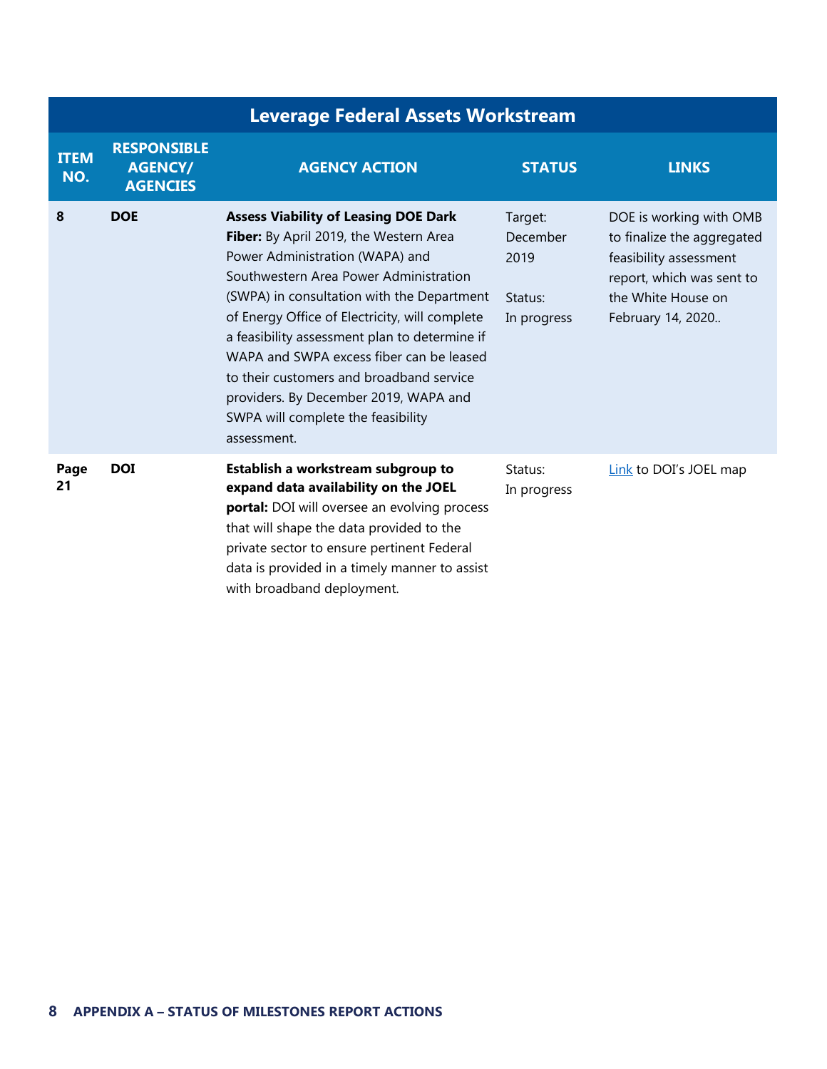| Leverage Federal Assets Workstream | | | | |
|---|---|---|---|---|
| **ITEM NO.** | **RESPONSIBLE AGENCY/ AGENCIES** | **AGENCY ACTION** | **STATUS** | **LINKS** |
| **8** | **DOE** | **Assess Viability of Leasing DOE Dark Fiber:** By April 2019, the Western Area Power Administration (WAPA) and Southwestern Area Power Administration (SWPA) in consultation with the Department of Energy Office of Electricity, will complete a feasibility assessment plan to determine if WAPA and SWPA excess fiber can be leased to their customers and broadband service providers. By December 2019, WAPA and SWPA will complete the feasibility assessment. | Target: December 2019<br><br>Status: In progress | DOE is working with OMB to finalize the aggregated feasibility assessment report, which was sent to the White House on February 14, 2020.. |
| **Page 21** | **DOI** | **Establish a workstream subgroup to expand data availability on the JOEL portal:** DOI will oversee an evolving process that will shape the data provided to the private sector to ensure pertinent Federal data is provided in a timely manner to assist with broadband deployment. | Status: In progress | Link to DOI's JOEL map |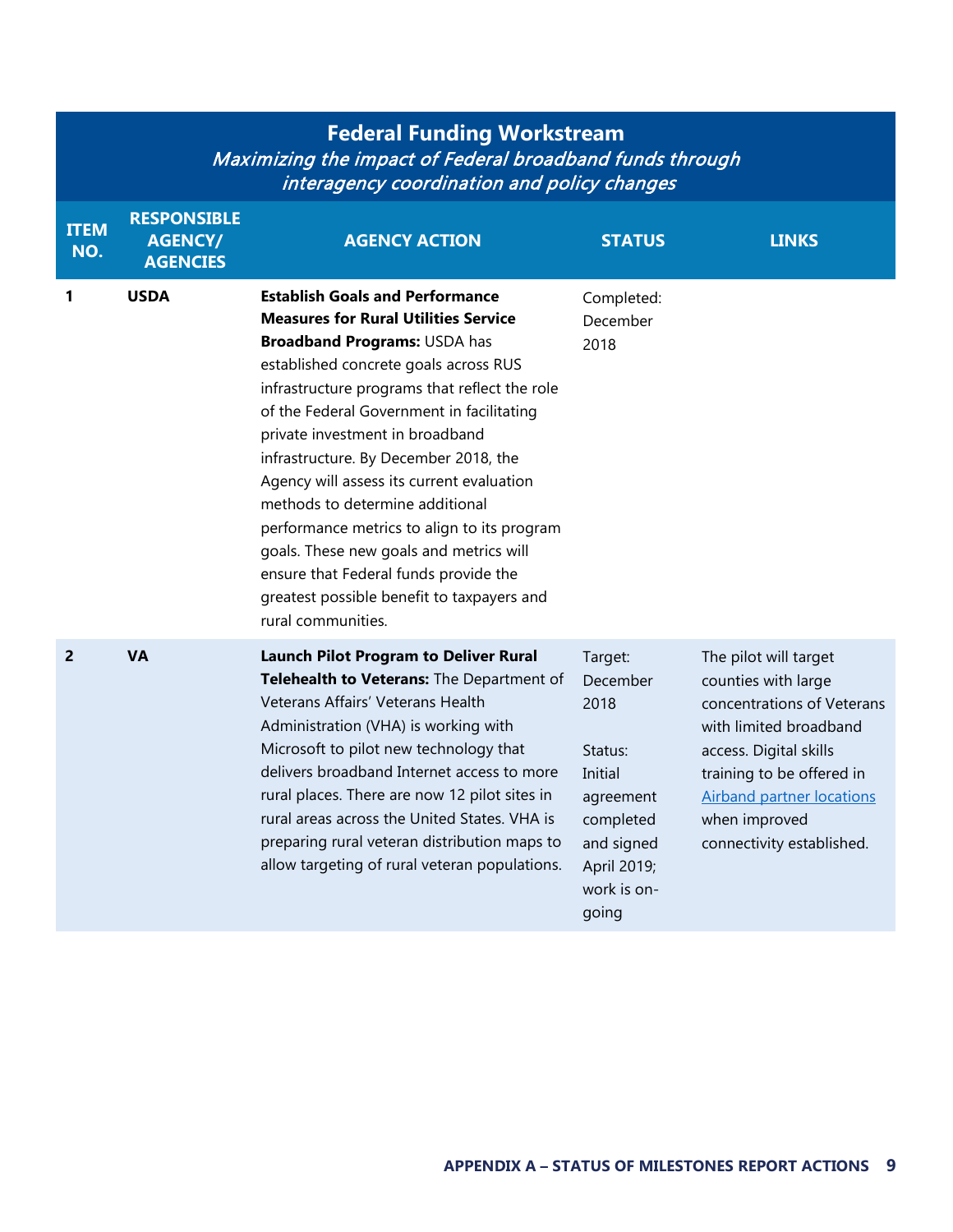## Federal Funding Workstream

*Maximizing the impact of Federal broadband funds through interagency coordination and policy changes*

| ITEM NO. | RESPONSIBLE AGENCY/ AGENCIES | AGENCY ACTION | STATUS | LINKS |
|---|---|---|---|---|
| 1 | **USDA** | **Establish Goals and Performance Measures for Rural Utilities Service Broadband Programs:** USDA has established concrete goals across RUS infrastructure programs that reflect the role of the Federal Government in facilitating private investment in broadband infrastructure. By December 2018, the Agency will assess its current evaluation methods to determine additional performance metrics to align to its program goals. These new goals and metrics will ensure that Federal funds provide the greatest possible benefit to taxpayers and rural communities. | Completed: December 2018 | |
| 2 | **VA** | **Launch Pilot Program to Deliver Rural Telehealth to Veterans:** The Department of Veterans Affairs' Veterans Health Administration (VHA) is working with Microsoft to pilot new technology that delivers broadband Internet access to more rural places. There are now 12 pilot sites in rural areas across the United States. VHA is preparing rural veteran distribution maps to allow targeting of rural veteran populations. | Target: December 2018<br><br>Status: Initial agreement completed and signed April 2019; work is on-going | The pilot will target counties with large concentrations of Veterans with limited broadband access. Digital skills training to be offered in Airband partner locations when improved connectivity established. |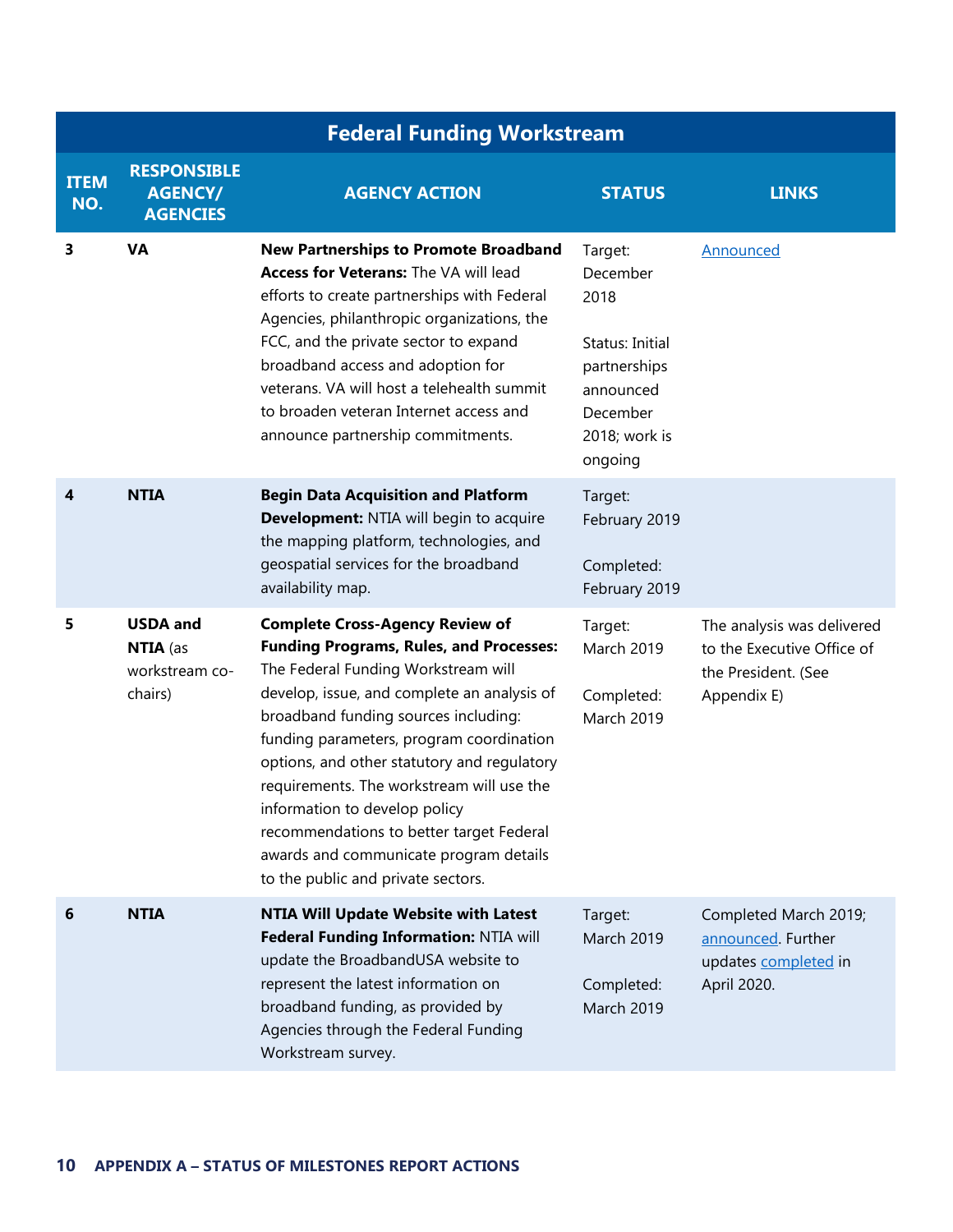| Federal Funding Workstream | | | | |
|---|---|---|---|---|
| **ITEM NO.** | **RESPONSIBLE AGENCY/ AGENCIES** | **AGENCY ACTION** | **STATUS** | **LINKS** |
| **3** | **VA** | **New Partnerships to Promote Broadband Access for Veterans:** The VA will lead efforts to create partnerships with Federal Agencies, philanthropic organizations, the FCC, and the private sector to expand broadband access and adoption for veterans. VA will host a telehealth summit to broaden veteran Internet access and announce partnership commitments. | Target: December 2018<br><br>Status: Initial partnerships announced December 2018; work is ongoing | Announced |
| **4** | **NTIA** | **Begin Data Acquisition and Platform Development:** NTIA will begin to acquire the mapping platform, technologies, and geospatial services for the broadband availability map. | Target: February 2019<br><br>Completed: February 2019 | |
| **5** | **USDA and NTIA** (as workstream co-chairs) | **Complete Cross-Agency Review of Funding Programs, Rules, and Processes:** The Federal Funding Workstream will develop, issue, and complete an analysis of broadband funding sources including: funding parameters, program coordination options, and other statutory and regulatory requirements. The workstream will use the information to develop policy recommendations to better target Federal awards and communicate program details to the public and private sectors. | Target: March 2019<br><br>Completed: March 2019 | The analysis was delivered to the Executive Office of the President. (See Appendix E) |
| **6** | **NTIA** | **NTIA Will Update Website with Latest Federal Funding Information:** NTIA will update the BroadbandUSA website to represent the latest information on broadband funding, as provided by Agencies through the Federal Funding Workstream survey. | Target: March 2019<br><br>Completed: March 2019 | Completed March 2019; announced. Further updates completed in April 2020. |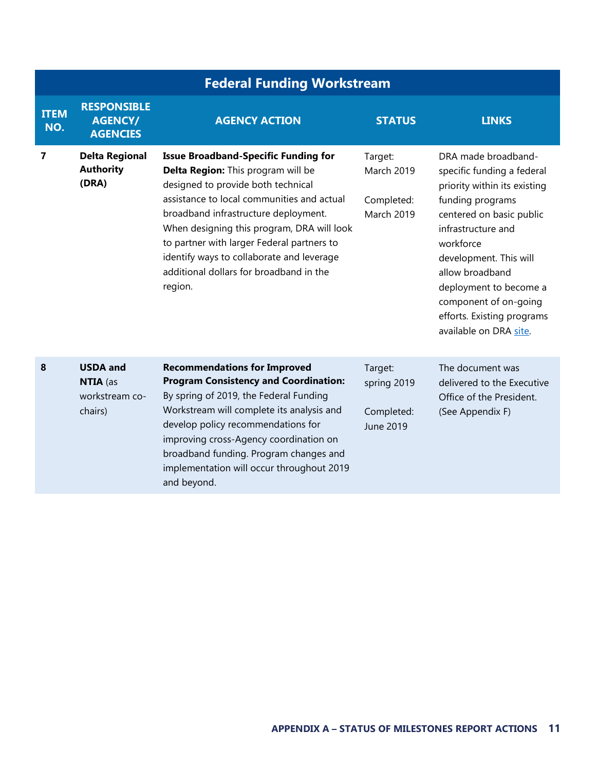## Federal Funding Workstream

| ITEM NO. | RESPONSIBLE AGENCY/ AGENCIES | AGENCY ACTION | STATUS | LINKS |
|---|---|---|---|---|
| 7 | **Delta Regional Authority (DRA)** | **Issue Broadband-Specific Funding for Delta Region:** This program will be designed to provide both technical assistance to local communities and actual broadband infrastructure deployment. When designing this program, DRA will look to partner with larger Federal partners to identify ways to collaborate and leverage additional dollars for broadband in the region. | Target: March 2019<br><br>Completed: March 2019 | DRA made broadband-specific funding a federal priority within its existing funding programs centered on basic public infrastructure and workforce development. This will allow broadband deployment to become a component of on-going efforts. Existing programs available on DRA site. |
| 8 | **USDA and NTIA** (as workstream co-chairs) | **Recommendations for Improved Program Consistency and Coordination:** By spring of 2019, the Federal Funding Workstream will complete its analysis and develop policy recommendations for improving cross-Agency coordination on broadband funding. Program changes and implementation will occur throughout 2019 and beyond. | Target: spring 2019<br><br>Completed: June 2019 | The document was delivered to the Executive Office of the President. (See Appendix F) |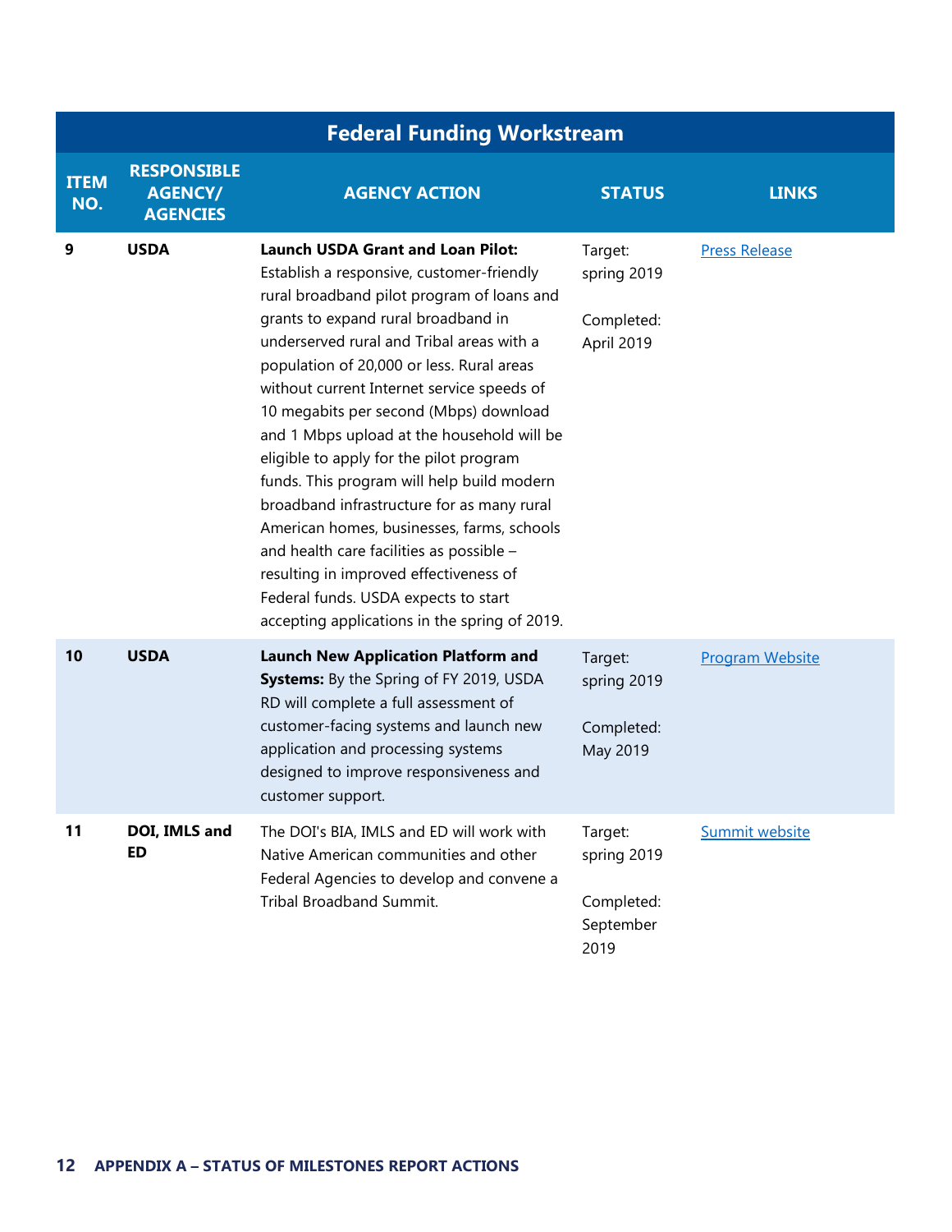| Federal Funding Workstream | | | | |
|---|---|---|---|---|
| **ITEM NO.** | **RESPONSIBLE AGENCY/ AGENCIES** | **AGENCY ACTION** | **STATUS** | **LINKS** |
| **9** | **USDA** | **Launch USDA Grant and Loan Pilot:** Establish a responsive, customer-friendly rural broadband pilot program of loans and grants to expand rural broadband in underserved rural and Tribal areas with a population of 20,000 or less. Rural areas without current Internet service speeds of 10 megabits per second (Mbps) download and 1 Mbps upload at the household will be eligible to apply for the pilot program funds. This program will help build modern broadband infrastructure for as many rural American homes, businesses, farms, schools and health care facilities as possible – resulting in improved effectiveness of Federal funds. USDA expects to start accepting applications in the spring of 2019. | Target: spring 2019<br><br>Completed: April 2019 | Press Release |
| **10** | **USDA** | **Launch New Application Platform and Systems:** By the Spring of FY 2019, USDA RD will complete a full assessment of customer-facing systems and launch new application and processing systems designed to improve responsiveness and customer support. | Target: spring 2019<br><br>Completed: May 2019 | Program Website |
| **11** | **DOI, IMLS and ED** | The DOI's BIA, IMLS and ED will work with Native American communities and other Federal Agencies to develop and convene a Tribal Broadband Summit. | Target: spring 2019<br><br>Completed: September 2019 | Summit website |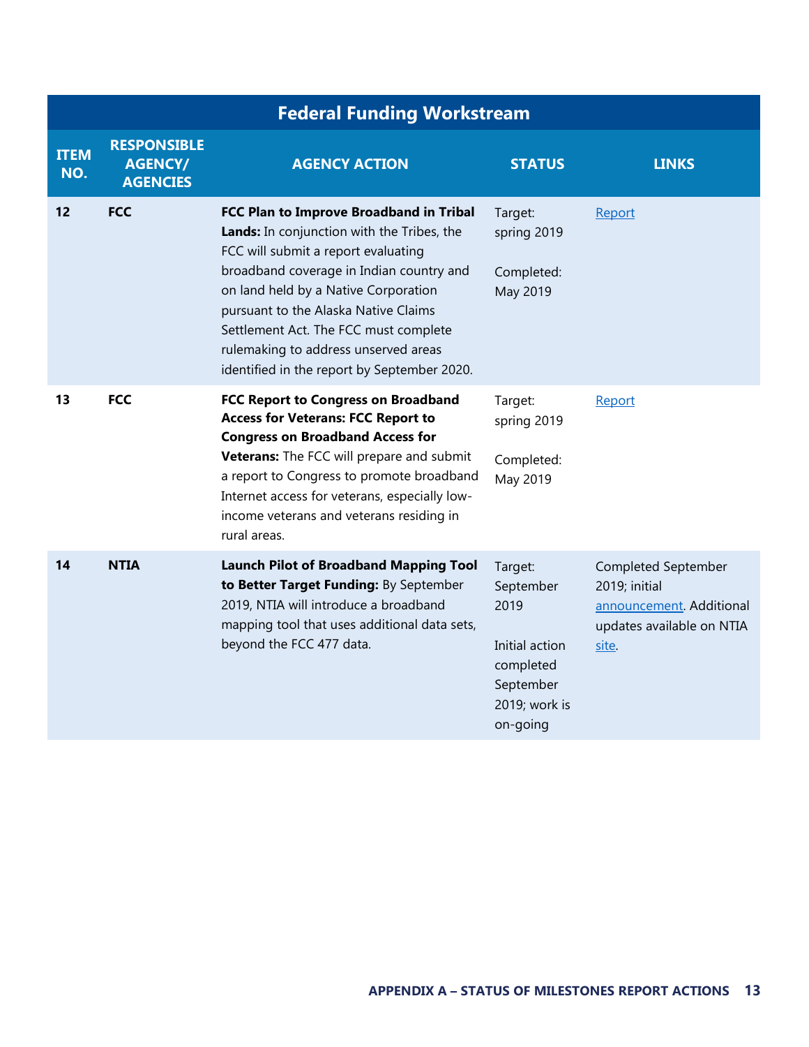| Federal Funding Workstream | | | | |
|---|---|---|---|---|
| **ITEM NO.** | **RESPONSIBLE AGENCY/ AGENCIES** | **AGENCY ACTION** | **STATUS** | **LINKS** |
| **12** | **FCC** | **FCC Plan to Improve Broadband in Tribal Lands:** In conjunction with the Tribes, the FCC will submit a report evaluating broadband coverage in Indian country and on land held by a Native Corporation pursuant to the Alaska Native Claims Settlement Act. The FCC must complete rulemaking to address unserved areas identified in the report by September 2020. | Target: spring 2019<br><br>Completed: May 2019 | Report |
| **13** | **FCC** | **FCC Report to Congress on Broadband Access for Veterans: FCC Report to Congress on Broadband Access for Veterans:** The FCC will prepare and submit a report to Congress to promote broadband Internet access for veterans, especially low-income veterans and veterans residing in rural areas. | Target: spring 2019<br><br>Completed: May 2019 | Report |
| **14** | **NTIA** | **Launch Pilot of Broadband Mapping Tool to Better Target Funding:** By September 2019, NTIA will introduce a broadband mapping tool that uses additional data sets, beyond the FCC 477 data. | Target: September 2019<br><br>Initial action completed September 2019; work is on-going | Completed September 2019; initial announcement. Additional updates available on NTIA site. |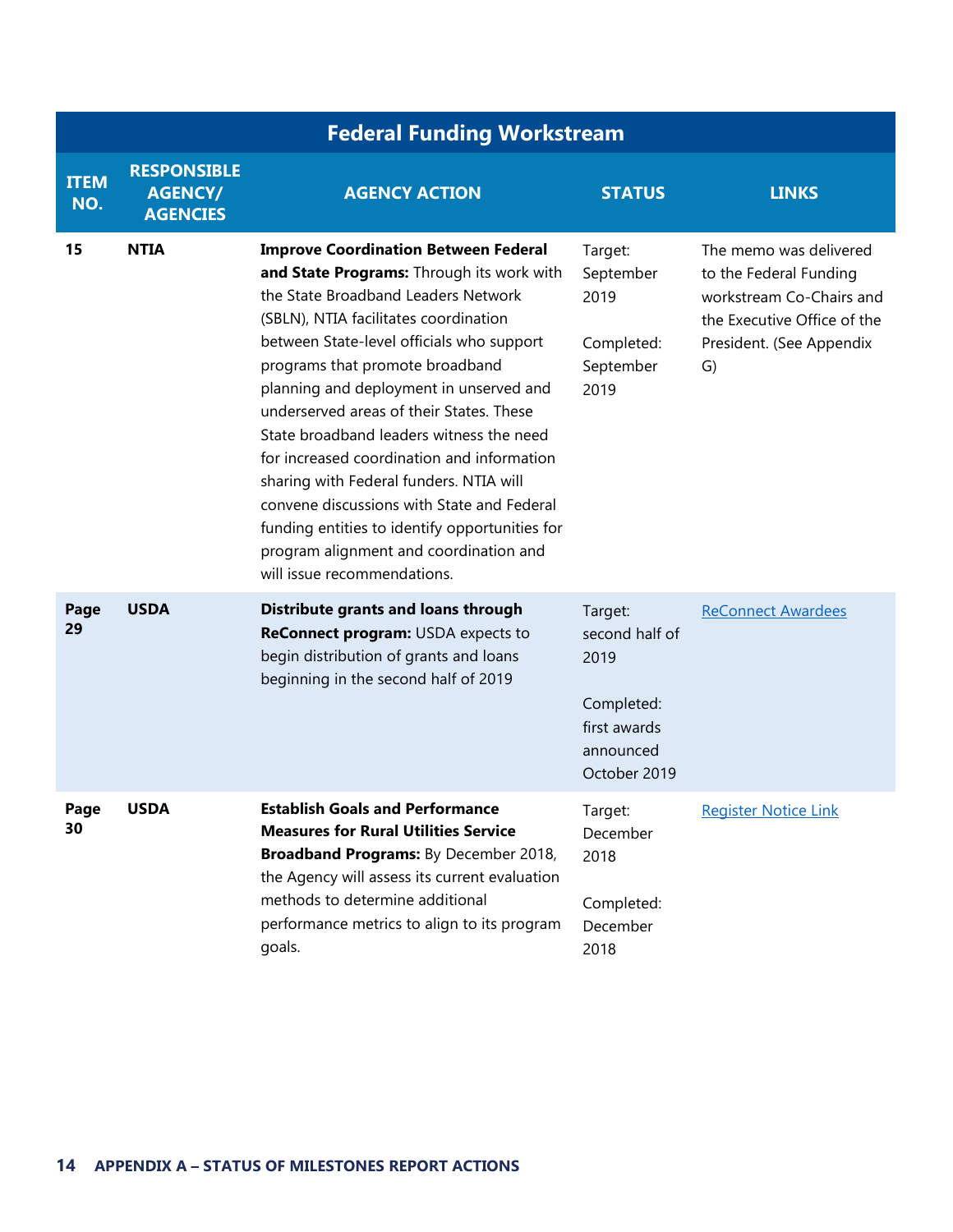| Federal Funding Workstream | | | | |
|---|---|---|---|---|
| **ITEM NO.** | **RESPONSIBLE AGENCY/ AGENCIES** | **AGENCY ACTION** | **STATUS** | **LINKS** |
| **15** | **NTIA** | **Improve Coordination Between Federal and State Programs:** Through its work with the State Broadband Leaders Network (SBLN), NTIA facilitates coordination between State-level officials who support programs that promote broadband planning and deployment in unserved and underserved areas of their States. These State broadband leaders witness the need for increased coordination and information sharing with Federal funders. NTIA will convene discussions with State and Federal funding entities to identify opportunities for program alignment and coordination and will issue recommendations. | Target: September 2019<br><br>Completed: September 2019 | The memo was delivered to the Federal Funding workstream Co-Chairs and the Executive Office of the President. (See Appendix G) |
| **Page 29** | **USDA** | **Distribute grants and loans through ReConnect program:** USDA expects to begin distribution of grants and loans beginning in the second half of 2019 | Target: second half of 2019<br><br>Completed: first awards announced October 2019 | ReConnect Awardees |
| **Page 30** | **USDA** | **Establish Goals and Performance Measures for Rural Utilities Service Broadband Programs:** By December 2018, the Agency will assess its current evaluation methods to determine additional performance metrics to align to its program goals. | Target: December 2018<br><br>Completed: December 2018 | Register Notice Link |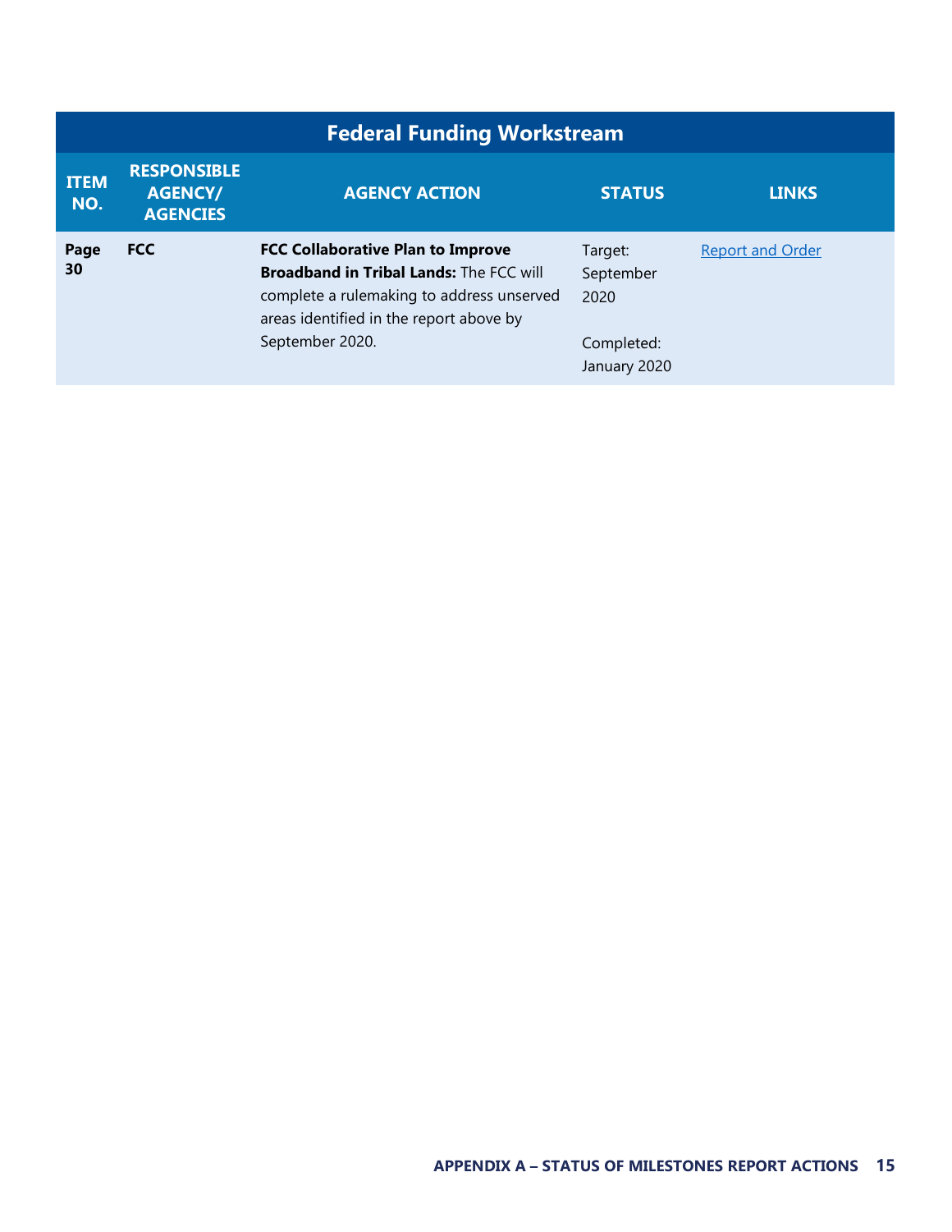| Federal Funding Workstream | | | | |
|---|---|---|---|---|
| **ITEM NO.** | **RESPONSIBLE AGENCY/ AGENCIES** | **AGENCY ACTION** | **STATUS** | **LINKS** |
| **Page 30** | **FCC** | **FCC Collaborative Plan to Improve Broadband in Tribal Lands:** The FCC will complete a rulemaking to address unserved areas identified in the report above by September 2020. | Target: September 2020<br><br>Completed: January 2020 | Report and Order |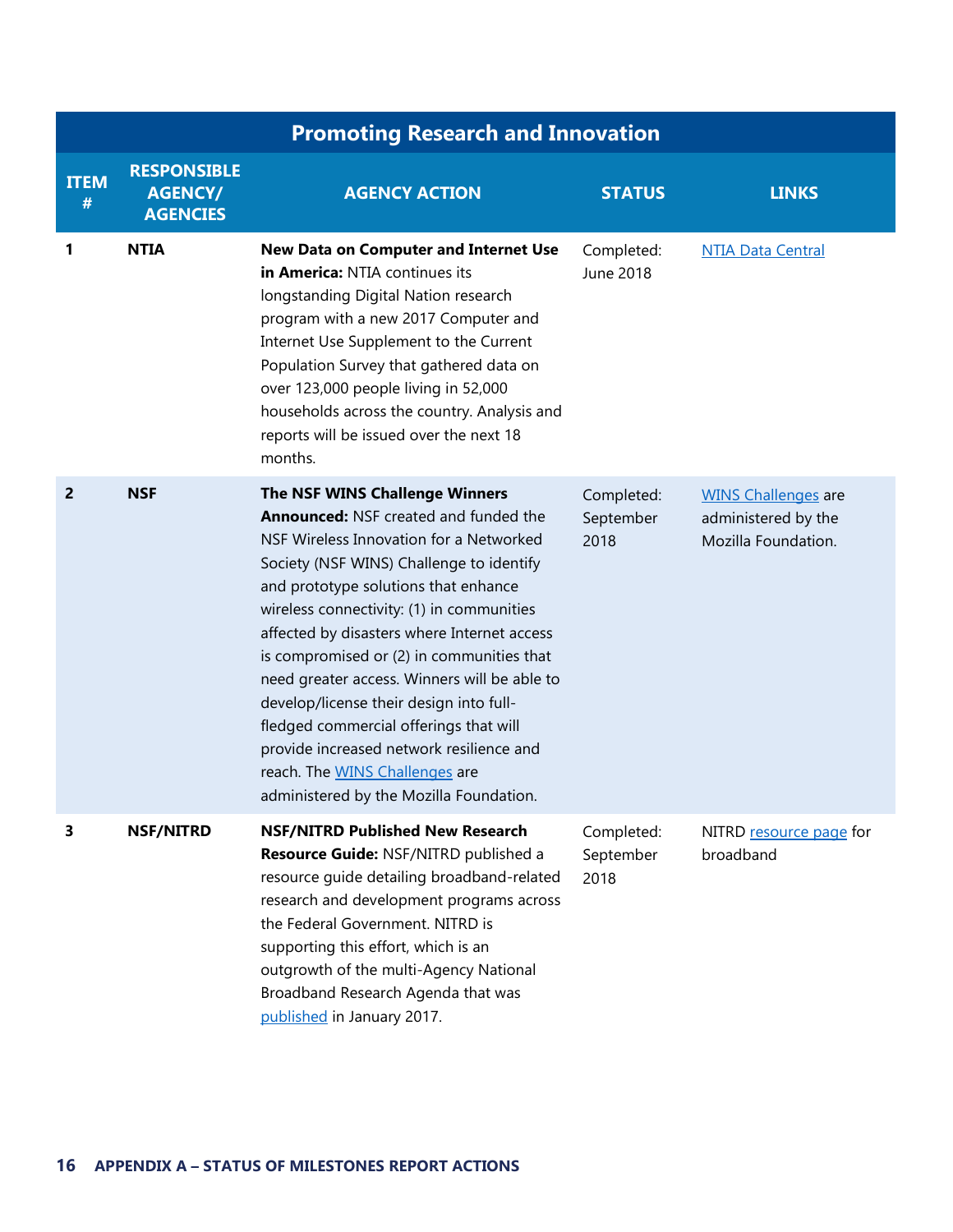## Promoting Research and Innovation

| ITEM # | RESPONSIBLE AGENCY/ AGENCIES | AGENCY ACTION | STATUS | LINKS |
|---|---|---|---|---|
| 1 | NTIA | **New Data on Computer and Internet Use in America:** NTIA continues its longstanding Digital Nation research program with a new 2017 Computer and Internet Use Supplement to the Current Population Survey that gathered data on over 123,000 people living in 52,000 households across the country. Analysis and reports will be issued over the next 18 months. | Completed: June 2018 | NTIA Data Central |
| 2 | NSF | **The NSF WINS Challenge Winners Announced:** NSF created and funded the NSF Wireless Innovation for a Networked Society (NSF WINS) Challenge to identify and prototype solutions that enhance wireless connectivity: (1) in communities affected by disasters where Internet access is compromised or (2) in communities that need greater access. Winners will be able to develop/license their design into full-fledged commercial offerings that will provide increased network resilience and reach. The WINS Challenges are administered by the Mozilla Foundation. | Completed: September 2018 | WINS Challenges are administered by the Mozilla Foundation. |
| 3 | NSF/NITRD | **NSF/NITRD Published New Research Resource Guide:** NSF/NITRD published a resource guide detailing broadband-related research and development programs across the Federal Government. NITRD is supporting this effort, which is an outgrowth of the multi-Agency National Broadband Research Agenda that was published in January 2017. | Completed: September 2018 | NITRD resource page for broadband |

**APPENDIX A – STATUS OF MILESTONES REPORT ACTIONS**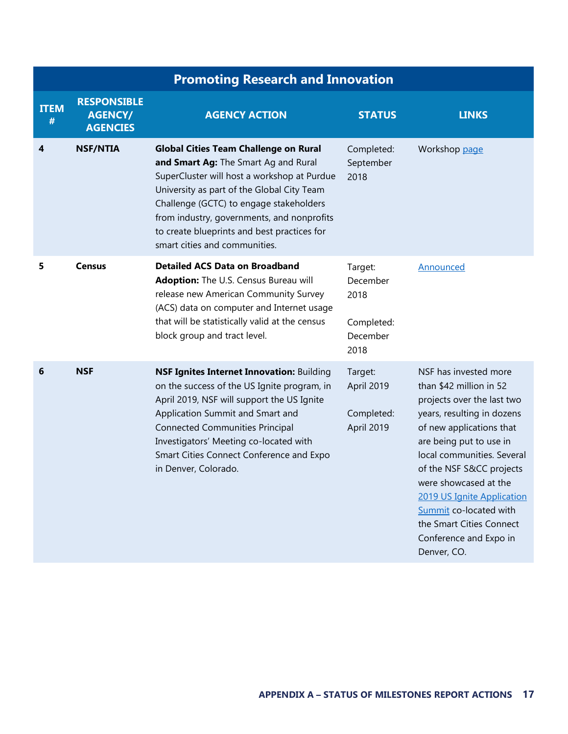| Promoting Research and Innovation | | | | |
|---|---|---|---|---|
| **ITEM #** | **RESPONSIBLE AGENCY/ AGENCIES** | **AGENCY ACTION** | **STATUS** | **LINKS** |
| **4** | **NSF/NTIA** | **Global Cities Team Challenge on Rural and Smart Ag:** The Smart Ag and Rural SuperCluster will host a workshop at Purdue University as part of the Global City Team Challenge (GCTC) to engage stakeholders from industry, governments, and nonprofits to create blueprints and best practices for smart cities and communities. | Completed: September 2018 | Workshop page |
| **5** | **Census** | **Detailed ACS Data on Broadband Adoption:** The U.S. Census Bureau will release new American Community Survey (ACS) data on computer and Internet usage that will be statistically valid at the census block group and tract level. | Target: December 2018<br><br>Completed: December 2018 | Announced |
| **6** | **NSF** | **NSF Ignites Internet Innovation:** Building on the success of the US Ignite program, in April 2019, NSF will support the US Ignite Application Summit and Smart and Connected Communities Principal Investigators' Meeting co-located with Smart Cities Connect Conference and Expo in Denver, Colorado. | Target: April 2019<br><br>Completed: April 2019 | NSF has invested more than $42 million in 52 projects over the last two years, resulting in dozens of new applications that are being put to use in local communities. Several of the NSF S&CC projects were showcased at the 2019 US Ignite Application Summit co-located with the Smart Cities Connect Conference and Expo in Denver, CO. |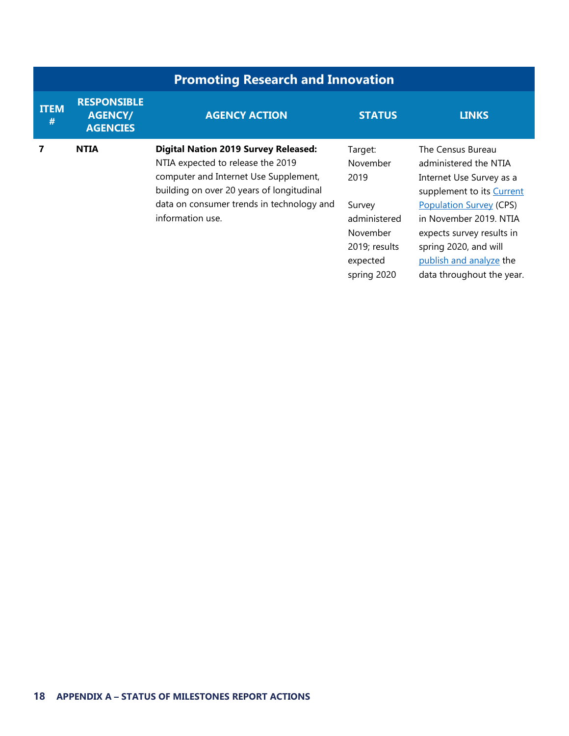| Promoting Research and Innovation | | | | |
|---|---|---|---|---|
| **ITEM #** | **RESPONSIBLE AGENCY/ AGENCIES** | **AGENCY ACTION** | **STATUS** | **LINKS** |
| **7** | **NTIA** | **Digital Nation 2019 Survey Released:** NTIA expected to release the 2019 computer and Internet Use Supplement, building on over 20 years of longitudinal data on consumer trends in technology and information use. | Target: November 2019<br><br>Survey administered November 2019; results expected spring 2020 | The Census Bureau administered the NTIA Internet Use Survey as a supplement to its Current Population Survey (CPS) in November 2019. NTIA expects survey results in spring 2020, and will publish and analyze the data throughout the year. |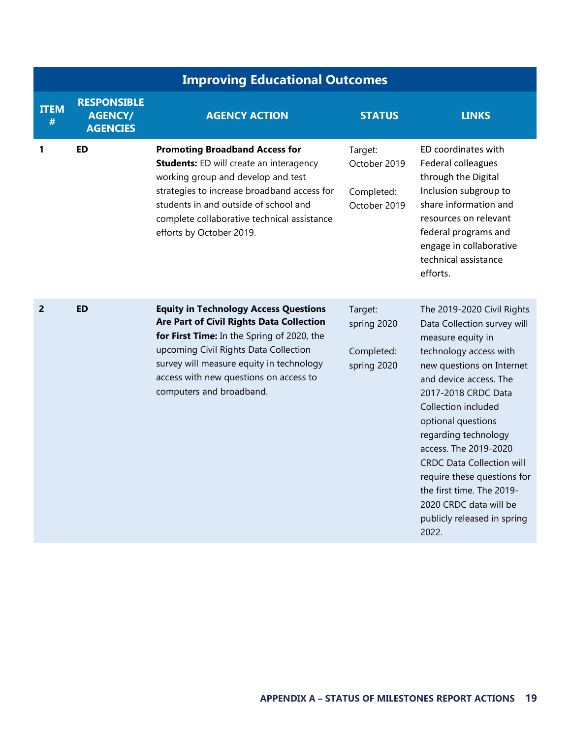| Improving Educational Outcomes | | | | |
|---|---|---|---|---|
| **ITEM #** | **RESPONSIBLE AGENCY/ AGENCIES** | **AGENCY ACTION** | **STATUS** | **LINKS** |
| **1** | **ED** | **Promoting Broadband Access for Students:** ED will create an interagency working group and develop and test strategies to increase broadband access for students in and outside of school and complete collaborative technical assistance efforts by October 2019. | Target: October 2019<br><br>Completed: October 2019 | ED coordinates with Federal colleagues through the Digital Inclusion subgroup to share information and resources on relevant federal programs and engage in collaborative technical assistance efforts. |
| **2** | **ED** | **Equity in Technology Access Questions Are Part of Civil Rights Data Collection for First Time:** In the Spring of 2020, the upcoming Civil Rights Data Collection survey will measure equity in technology access with new questions on access to computers and broadband. | Target: spring 2020<br><br>Completed: spring 2020 | The 2019-2020 Civil Rights Data Collection survey will measure equity in technology access with new questions on Internet and device access. The 2017-2018 CRDC Data Collection included optional questions regarding technology access. The 2019-2020 CRDC Data Collection will require these questions for the first time. The 2019-2020 CRDC data will be publicly released in spring 2022. |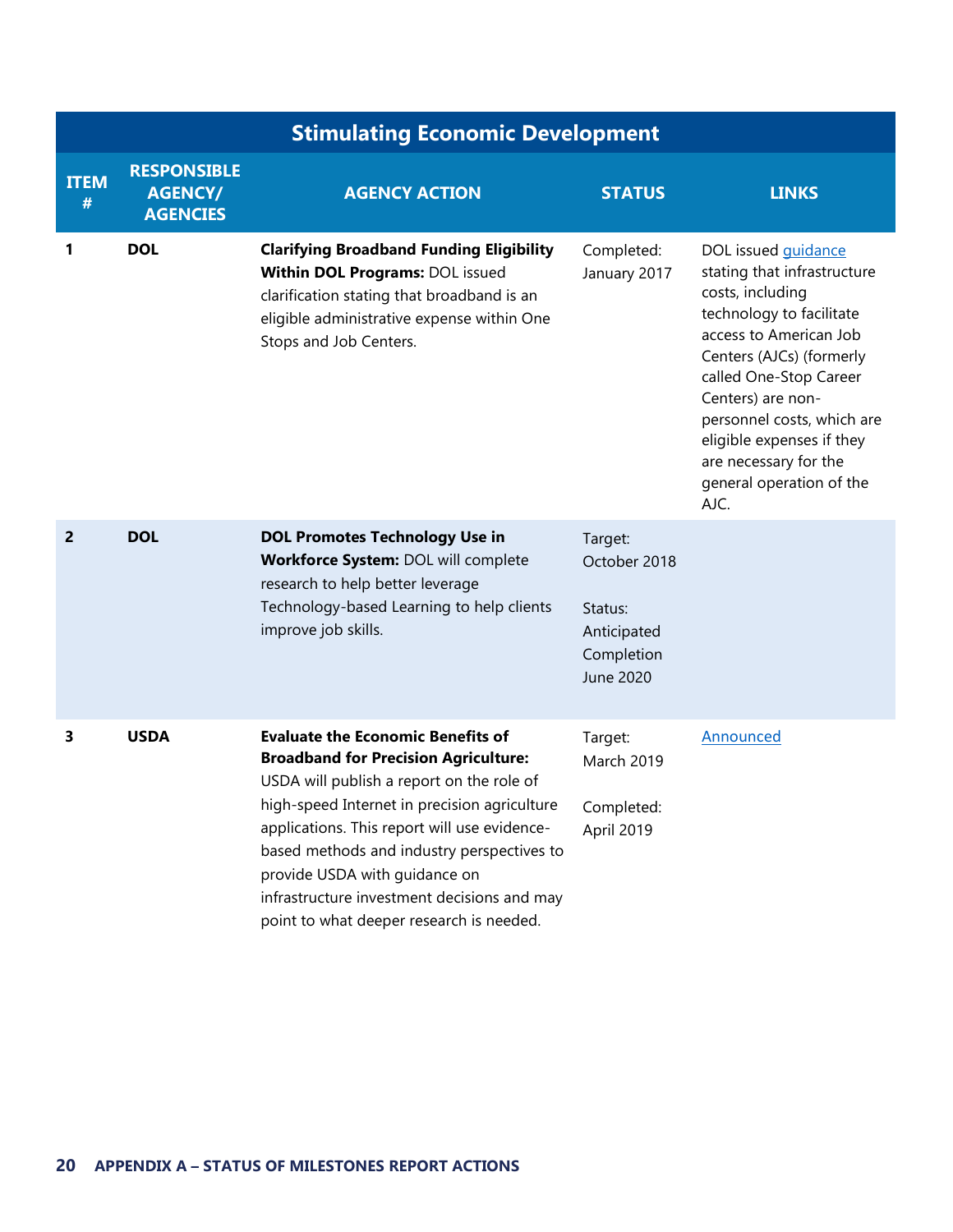## Stimulating Economic Development

| ITEM # | RESPONSIBLE AGENCY/ AGENCIES | AGENCY ACTION | STATUS | LINKS |
|---|---|---|---|---|
| 1 | DOL | **Clarifying Broadband Funding Eligibility Within DOL Programs:** DOL issued clarification stating that broadband is an eligible administrative expense within One Stops and Job Centers. | Completed: January 2017 | DOL issued guidance stating that infrastructure costs, including technology to facilitate access to American Job Centers (AJCs) (formerly called One-Stop Career Centers) are non-personnel costs, which are eligible expenses if they are necessary for the general operation of the AJC. |
| 2 | DOL | **DOL Promotes Technology Use in Workforce System:** DOL will complete research to help better leverage Technology-based Learning to help clients improve job skills. | Target: October 2018<br><br>Status: Anticipated Completion June 2020 | |
| 3 | USDA | **Evaluate the Economic Benefits of Broadband for Precision Agriculture:** USDA will publish a report on the role of high-speed Internet in precision agriculture applications. This report will use evidence-based methods and industry perspectives to provide USDA with guidance on infrastructure investment decisions and may point to what deeper research is needed. | Target: March 2019<br><br>Completed: April 2019 | Announced |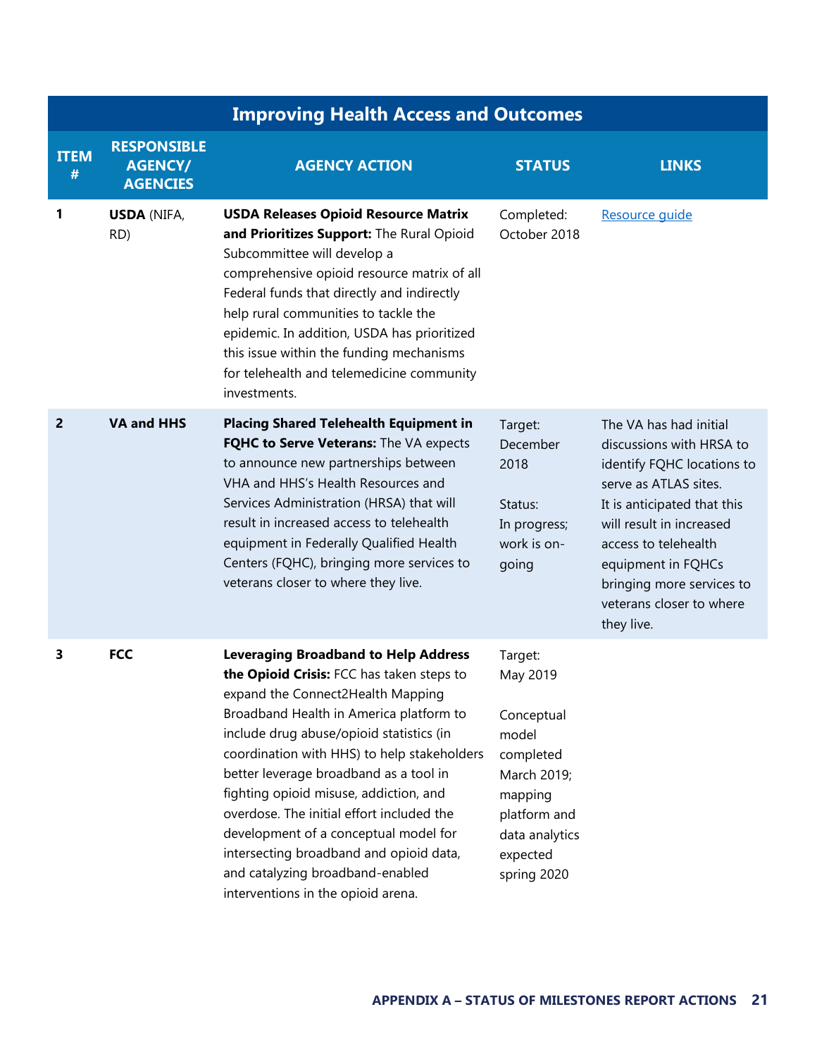| Improving Health Access and Outcomes | | | | |
|---|---|---|---|---|
| **ITEM #** | **RESPONSIBLE AGENCY/ AGENCIES** | **AGENCY ACTION** | **STATUS** | **LINKS** |
| 1 | **USDA** (NIFA, RD) | **USDA Releases Opioid Resource Matrix and Prioritizes Support:** The Rural Opioid Subcommittee will develop a comprehensive opioid resource matrix of all Federal funds that directly and indirectly help rural communities to tackle the epidemic. In addition, USDA has prioritized this issue within the funding mechanisms for telehealth and telemedicine community investments. | Completed: October 2018 | Resource guide |
| 2 | **VA and HHS** | **Placing Shared Telehealth Equipment in FQHC to Serve Veterans:** The VA expects to announce new partnerships between VHA and HHS's Health Resources and Services Administration (HRSA) that will result in increased access to telehealth equipment in Federally Qualified Health Centers (FQHC), bringing more services to veterans closer to where they live. | Target: December 2018<br><br>Status: In progress; work is on-going | The VA has had initial discussions with HRSA to identify FQHC locations to serve as ATLAS sites. It is anticipated that this will result in increased access to telehealth equipment in FQHCs bringing more services to veterans closer to where they live. |
| 3 | **FCC** | **Leveraging Broadband to Help Address the Opioid Crisis:** FCC has taken steps to expand the Connect2Health Mapping Broadband Health in America platform to include drug abuse/opioid statistics (in coordination with HHS) to help stakeholders better leverage broadband as a tool in fighting opioid misuse, addiction, and overdose. The initial effort included the development of a conceptual model for intersecting broadband and opioid data, and catalyzing broadband-enabled interventions in the opioid arena. | Target: May 2019<br><br>Conceptual model completed March 2019; mapping platform and data analytics expected spring 2020 | |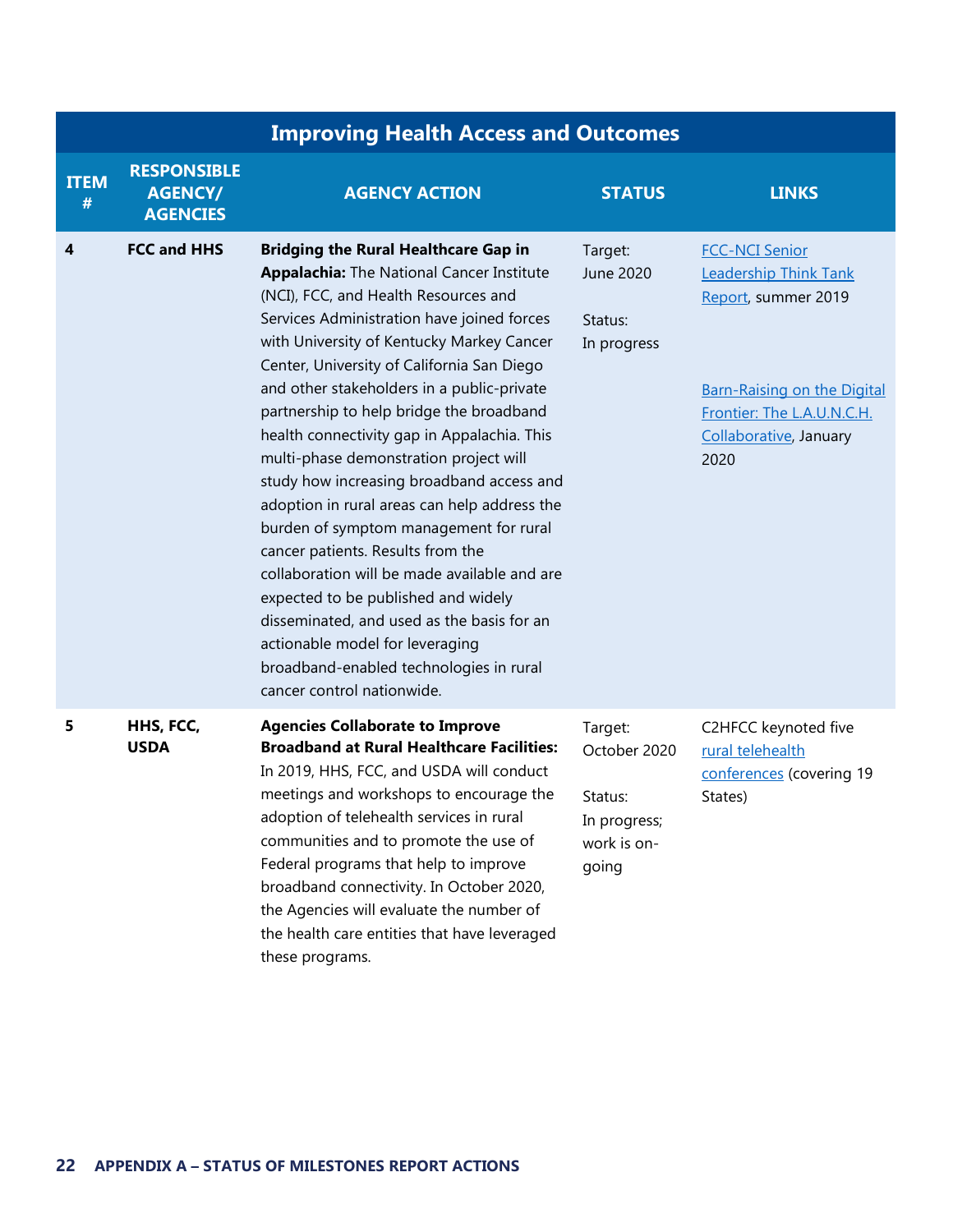| Improving Health Access and Outcomes | | | | |
|---|---|---|---|---|
| **ITEM #** | **RESPONSIBLE AGENCY/ AGENCIES** | **AGENCY ACTION** | **STATUS** | **LINKS** |
| **4** | **FCC and HHS** | **Bridging the Rural Healthcare Gap in Appalachia:** The National Cancer Institute (NCI), FCC, and Health Resources and Services Administration have joined forces with University of Kentucky Markey Cancer Center, University of California San Diego and other stakeholders in a public-private partnership to help bridge the broadband health connectivity gap in Appalachia. This multi-phase demonstration project will study how increasing broadband access and adoption in rural areas can help address the burden of symptom management for rural cancer patients. Results from the collaboration will be made available and are expected to be published and widely disseminated, and used as the basis for an actionable model for leveraging broadband-enabled technologies in rural cancer control nationwide. | Target: June 2020<br><br>Status: In progress | FCC-NCI Senior Leadership Think Tank Report, summer 2019<br><br>Barn-Raising on the Digital Frontier: The L.A.U.N.C.H. Collaborative, January 2020 |
| **5** | **HHS, FCC, USDA** | **Agencies Collaborate to Improve Broadband at Rural Healthcare Facilities:** In 2019, HHS, FCC, and USDA will conduct meetings and workshops to encourage the adoption of telehealth services in rural communities and to promote the use of Federal programs that help to improve broadband connectivity. In October 2020, the Agencies will evaluate the number of the health care entities that have leveraged these programs. | Target: October 2020<br><br>Status: In progress; work is on-going | C2HFCC keynoted five rural telehealth conferences (covering 19 States) |

**APPENDIX A – STATUS OF MILESTONES REPORT ACTIONS**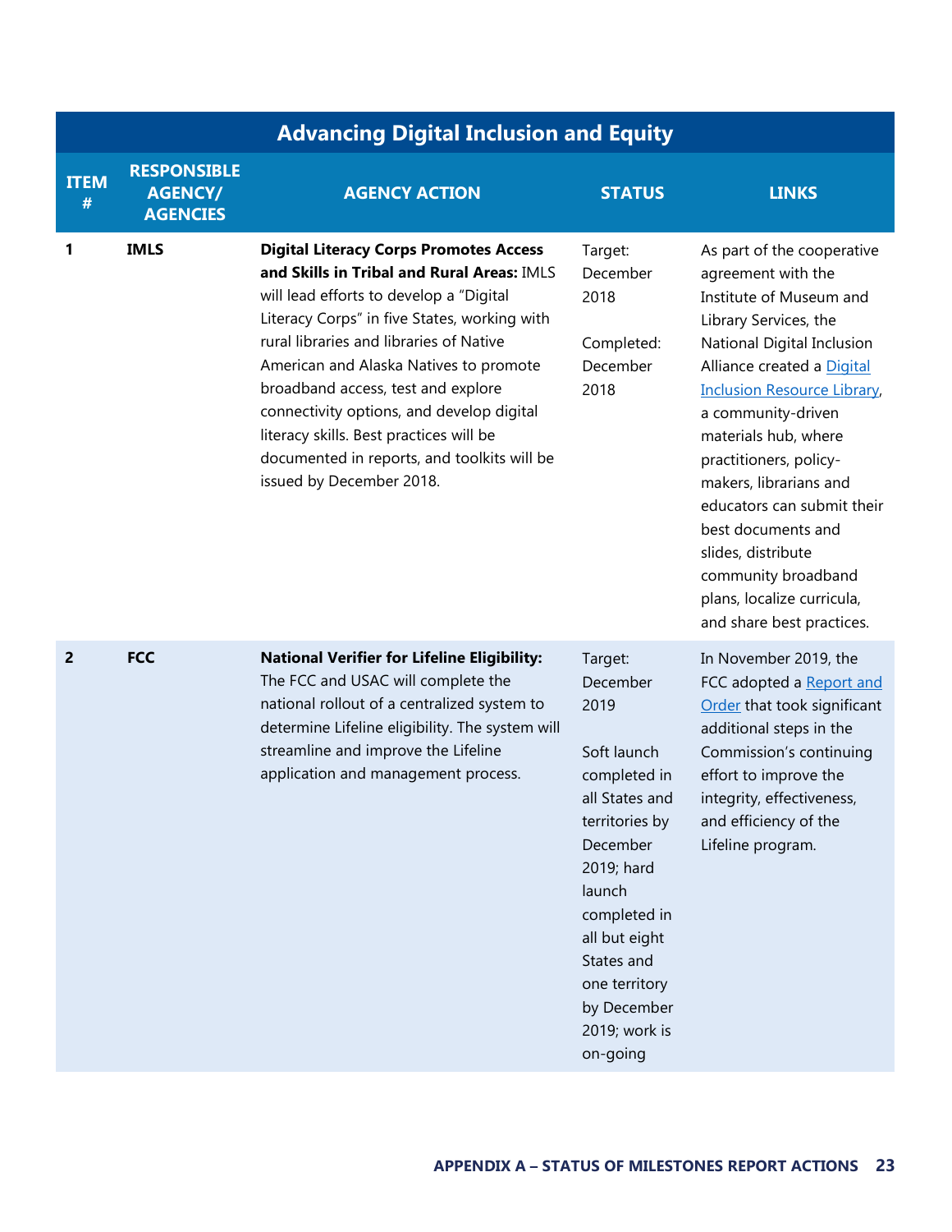## Advancing Digital Inclusion and Equity

| ITEM # | RESPONSIBLE AGENCY/ AGENCIES | AGENCY ACTION | STATUS | LINKS |
|---|---|---|---|---|
| 1 | **IMLS** | **Digital Literacy Corps Promotes Access and Skills in Tribal and Rural Areas:** IMLS will lead efforts to develop a "Digital Literacy Corps" in five States, working with rural libraries and libraries of Native American and Alaska Natives to promote broadband access, test and explore connectivity options, and develop digital literacy skills. Best practices will be documented in reports, and toolkits will be issued by December 2018. | Target: December 2018<br><br>Completed: December 2018 | As part of the cooperative agreement with the Institute of Museum and Library Services, the National Digital Inclusion Alliance created a Digital Inclusion Resource Library, a community-driven materials hub, where practitioners, policy-makers, librarians and educators can submit their best documents and slides, distribute community broadband plans, localize curricula, and share best practices. |
| 2 | **FCC** | **National Verifier for Lifeline Eligibility:** The FCC and USAC will complete the national rollout of a centralized system to determine Lifeline eligibility. The system will streamline and improve the Lifeline application and management process. | Target: December 2019<br><br>Soft launch completed in all States and territories by December 2019; hard launch completed in all but eight States and one territory by December 2019; work is on-going | In November 2019, the FCC adopted a Report and Order that took significant additional steps in the Commission's continuing effort to improve the integrity, effectiveness, and efficiency of the Lifeline program. |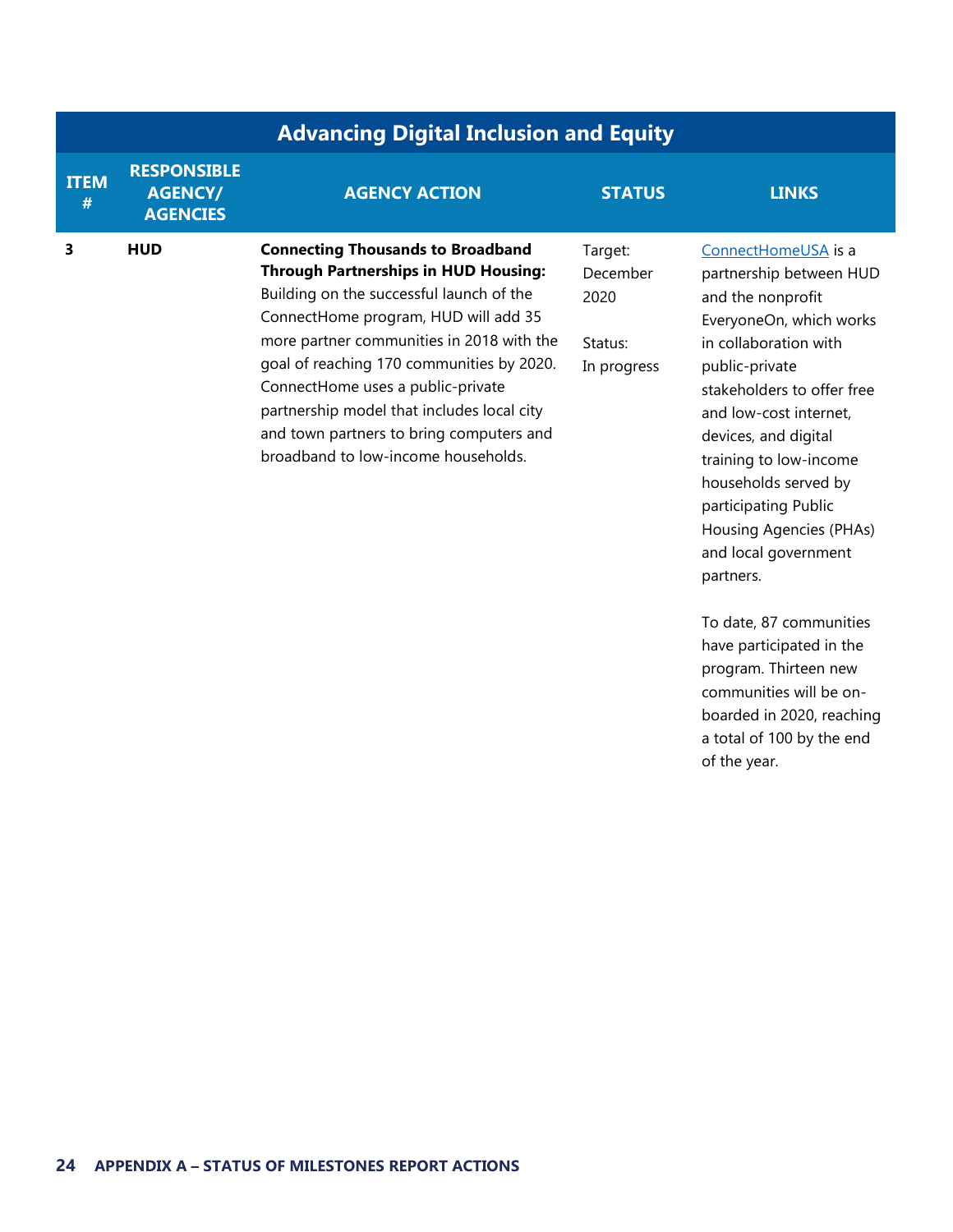| Advancing Digital Inclusion and Equity | | | | |
|---|---|---|---|---|
| **ITEM #** | **RESPONSIBLE AGENCY/ AGENCIES** | **AGENCY ACTION** | **STATUS** | **LINKS** |
| **3** | **HUD** | **Connecting Thousands to Broadband Through Partnerships in HUD Housing:** Building on the successful launch of the ConnectHome program, HUD will add 35 more partner communities in 2018 with the goal of reaching 170 communities by 2020. ConnectHome uses a public-private partnership model that includes local city and town partners to bring computers and broadband to low-income households. | Target: December 2020<br><br>Status: In progress | ConnectHomeUSA is a partnership between HUD and the nonprofit EveryoneOn, which works in collaboration with public-private stakeholders to offer free and low-cost internet, devices, and digital training to low-income households served by participating Public Housing Agencies (PHAs) and local government partners.<br><br>To date, 87 communities have participated in the program. Thirteen new communities will be on-boarded in 2020, reaching a total of 100 by the end of the year. |